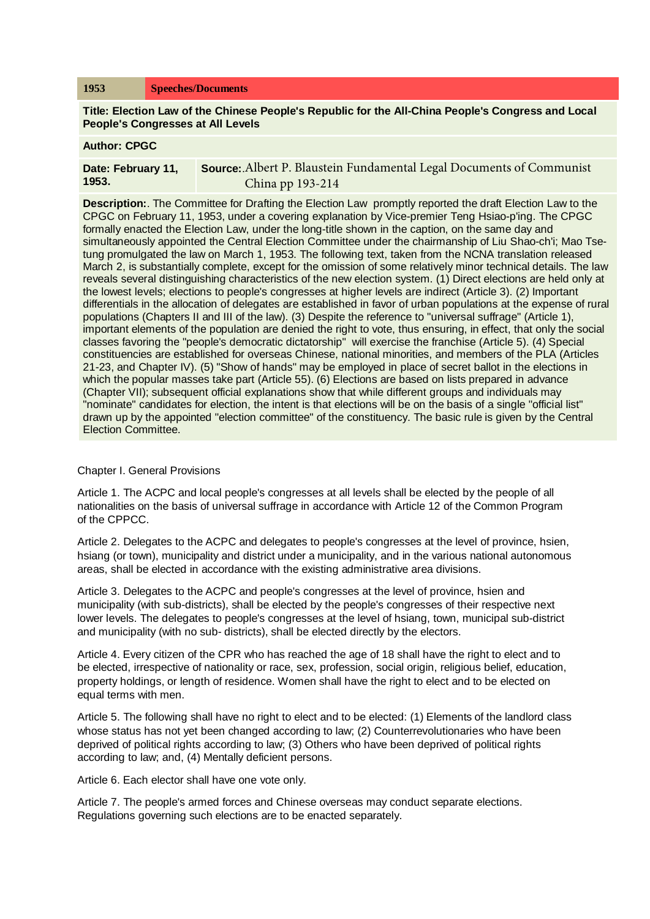| 1953 | Speeches/Documents |
|---|---|

**Title: Election Law of the Chinese People's Republic for the All-China People's Congress and Local People's Congresses at All Levels**

**Author: CPGC**

| **Date: February 11, 1953.** | **Source:**.Albert P. Blaustein Fundamental Legal Documents of Communist China pp 193-214 |
|---|---|

**Description:**. The Committee for Drafting the Election Law promptly reported the draft Election Law to the CPGC on February 11, 1953, under a covering explanation by Vice-premier Teng Hsiao-p'ing. The CPGC formally enacted the Election Law, under the long-title shown in the caption, on the same day and simultaneously appointed the Central Election Committee under the chairmanship of Liu Shao-ch'i; Mao Tse-tung promulgated the law on March 1, 1953. The following text, taken from the NCNA translation released March 2, is substantially complete, except for the omission of some relatively minor technical details. The law reveals several distinguishing characteristics of the new election system. (1) Direct elections are held only at the lowest levels; elections to people's congresses at higher levels are indirect (Article 3). (2) Important differentials in the allocation of delegates are established in favor of urban populations at the expense of rural populations (Chapters II and III of the law). (3) Despite the reference to "universal suffrage" (Article 1), important elements of the population are denied the right to vote, thus ensuring, in effect, that only the social classes favoring the "people's democratic dictatorship" will exercise the franchise (Article 5). (4) Special constituencies are established for overseas Chinese, national minorities, and members of the PLA (Articles 21-23, and Chapter IV). (5) "Show of hands" may be employed in place of secret ballot in the elections in which the popular masses take part (Article 55). (6) Elections are based on lists prepared in advance (Chapter VII); subsequent official explanations show that while different groups and individuals may "nominate" candidates for election, the intent is that elections will be on the basis of a single "official list" drawn up by the appointed "election committee" of the constituency. The basic rule is given by the Central Election Committee.

Chapter I. General Provisions

Article 1. The ACPC and local people's congresses at all levels shall be elected by the people of all nationalities on the basis of universal suffrage in accordance with Article 12 of the Common Program of the CPPCC.

Article 2. Delegates to the ACPC and delegates to people's congresses at the level of province, hsien, hsiang (or town), municipality and district under a municipality, and in the various national autonomous areas, shall be elected in accordance with the existing administrative area divisions.

Article 3. Delegates to the ACPC and people's congresses at the level of province, hsien and municipality (with sub-districts), shall be elected by the people's congresses of their respective next lower levels. The delegates to people's congresses at the level of hsiang, town, municipal sub-district and municipality (with no sub- districts), shall be elected directly by the electors.

Article 4. Every citizen of the CPR who has reached the age of 18 shall have the right to elect and to be elected, irrespective of nationality or race, sex, profession, social origin, religious belief, education, property holdings, or length of residence. Women shall have the right to elect and to be elected on equal terms with men.

Article 5. The following shall have no right to elect and to be elected: (1) Elements of the landlord class whose status has not yet been changed according to law; (2) Counterrevolutionaries who have been deprived of political rights according to law; (3) Others who have been deprived of political rights according to law; and, (4) Mentally deficient persons.

Article 6. Each elector shall have one vote only.

Article 7. The people's armed forces and Chinese overseas may conduct separate elections. Regulations governing such elections are to be enacted separately.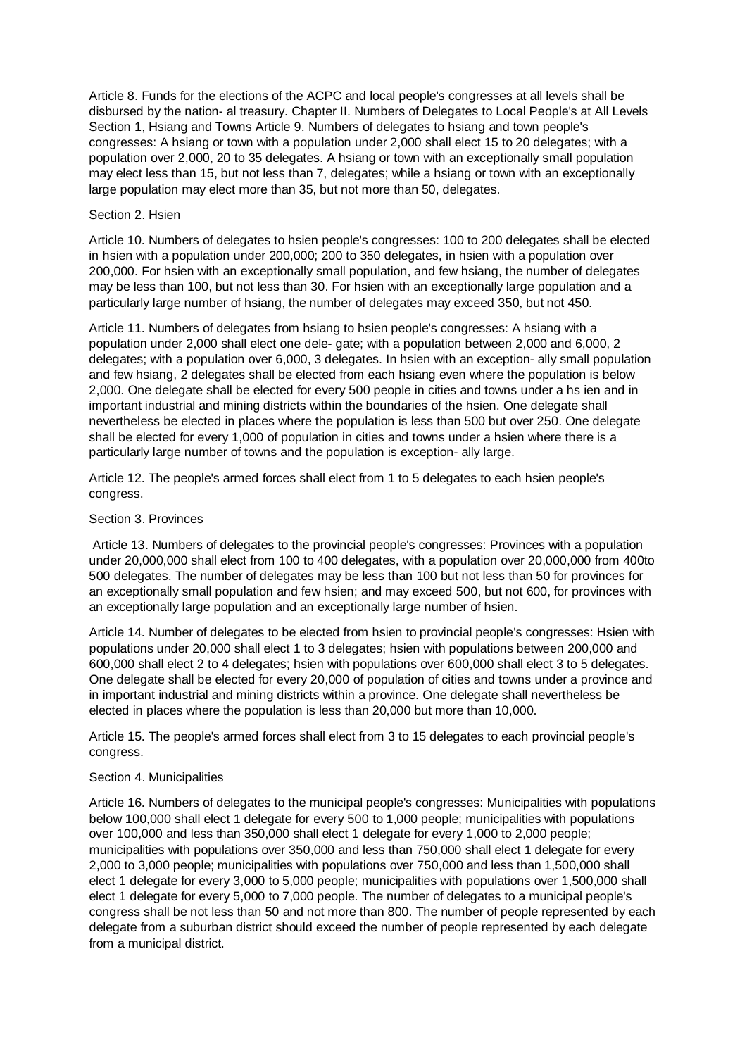Article 8. Funds for the elections of the ACPC and local people's congresses at all levels shall be disbursed by the nation- al treasury. Chapter II. Numbers of Delegates to Local People's at All Levels Section 1, Hsiang and Towns Article 9. Numbers of delegates to hsiang and town people's congresses: A hsiang or town with a population under 2,000 shall elect 15 to 20 delegates; with a population over 2,000, 20 to 35 delegates. A hsiang or town with an exceptionally small population may elect less than 15, but not less than 7, delegates; while a hsiang or town with an exceptionally large population may elect more than 35, but not more than 50, delegates.

Section 2. Hsien

Article 10. Numbers of delegates to hsien people's congresses: 100 to 200 delegates shall be elected in hsien with a population under 200,000; 200 to 350 delegates, in hsien with a population over 200,000. For hsien with an exceptionally small population, and few hsiang, the number of delegates may be less than 100, but not less than 30. For hsien with an exceptionally large population and a particularly large number of hsiang, the number of delegates may exceed 350, but not 450.

Article 11. Numbers of delegates from hsiang to hsien people's congresses: A hsiang with a population under 2,000 shall elect one dele- gate; with a population between 2,000 and 6,000, 2 delegates; with a population over 6,000, 3 delegates. In hsien with an exception- ally small population and few hsiang, 2 delegates shall be elected from each hsiang even where the population is below 2,000. One delegate shall be elected for every 500 people in cities and towns under a hs ien and in important industrial and mining districts within the boundaries of the hsien. One delegate shall nevertheless be elected in places where the population is less than 500 but over 250. One delegate shall be elected for every 1,000 of population in cities and towns under a hsien where there is a particularly large number of towns and the population is exception- ally large.

Article 12. The people's armed forces shall elect from 1 to 5 delegates to each hsien people's congress.

Section 3. Provinces

Article 13. Numbers of delegates to the provincial people's congresses: Provinces with a population under 20,000,000 shall elect from 100 to 400 delegates, with a population over 20,000,000 from 400to 500 delegates. The number of delegates may be less than 100 but not less than 50 for provinces for an exceptionally small population and few hsien; and may exceed 500, but not 600, for provinces with an exceptionally large population and an exceptionally large number of hsien.

Article 14. Number of delegates to be elected from hsien to provincial people's congresses: Hsien with populations under 20,000 shall elect 1 to 3 delegates; hsien with populations between 200,000 and 600,000 shall elect 2 to 4 delegates; hsien with populations over 600,000 shall elect 3 to 5 delegates. One delegate shall be elected for every 20,000 of population of cities and towns under a province and in important industrial and mining districts within a province. One delegate shall nevertheless be elected in places where the population is less than 20,000 but more than 10,000.

Article 15. The people's armed forces shall elect from 3 to 15 delegates to each provincial people's congress.

Section 4. Municipalities

Article 16. Numbers of delegates to the municipal people's congresses: Municipalities with populations below 100,000 shall elect 1 delegate for every 500 to 1,000 people; municipalities with populations over 100,000 and less than 350,000 shall elect 1 delegate for every 1,000 to 2,000 people; municipalities with populations over 350,000 and less than 750,000 shall elect 1 delegate for every 2,000 to 3,000 people; municipalities with populations over 750,000 and less than 1,500,000 shall elect 1 delegate for every 3,000 to 5,000 people; municipalities with populations over 1,500,000 shall elect 1 delegate for every 5,000 to 7,000 people. The number of delegates to a municipal people's congress shall be not less than 50 and not more than 800. The number of people represented by each delegate from a suburban district should exceed the number of people represented by each delegate from a municipal district.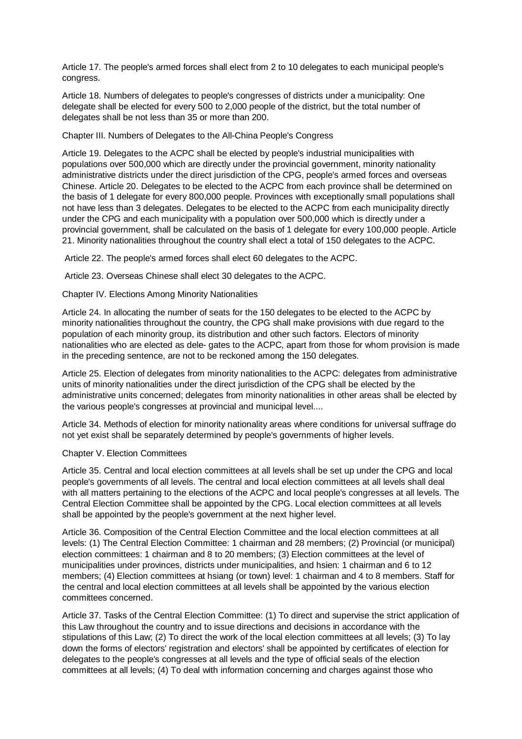Article 17. The people's armed forces shall elect from 2 to 10 delegates to each municipal people's congress.

Article 18. Numbers of delegates to people's congresses of districts under a municipality: One delegate shall be elected for every 500 to 2,000 people of the district, but the total number of delegates shall be not less than 35 or more than 200.

## Chapter III. Numbers of Delegates to the All-China People's Congress

Article 19. Delegates to the ACPC shall be elected by people's industrial municipalities with populations over 500,000 which are directly under the provincial government, minority nationality administrative districts under the direct jurisdiction of the CPG, people's armed forces and overseas Chinese. Article 20. Delegates to be elected to the ACPC from each province shall be determined on the basis of 1 delegate for every 800,000 people. Provinces with exceptionally small populations shall not have less than 3 delegates. Delegates to be elected to the ACPC from each municipality directly under the CPG and each municipality with a population over 500,000 which is directly under a provincial government, shall be calculated on the basis of 1 delegate for every 100,000 people. Article 21. Minority nationalities throughout the country shall elect a total of 150 delegates to the ACPC.

Article 22. The people's armed forces shall elect 60 delegates to the ACPC.

Article 23. Overseas Chinese shall elect 30 delegates to the ACPC.

## Chapter IV. Elections Among Minority Nationalities

Article 24. In allocating the number of seats for the 150 delegates to be elected to the ACPC by minority nationalities throughout the country, the CPG shall make provisions with due regard to the population of each minority group, its distribution and other such factors. Electors of minority nationalities who are elected as dele- gates to the ACPC, apart from those for whom provision is made in the preceding sentence, are not to be reckoned among the 150 delegates.

Article 25. Election of delegates from minority nationalities to the ACPC: delegates from administrative units of minority nationalities under the direct jurisdiction of the CPG shall be elected by the administrative units concerned; delegates from minority nationalities in other areas shall be elected by the various people's congresses at provincial and municipal level....

Article 34. Methods of election for minority nationality areas where conditions for universal suffrage do not yet exist shall be separately determined by people's governments of higher levels.

## Chapter V. Election Committees

Article 35. Central and local election committees at all levels shall be set up under the CPG and local people's governments of all levels. The central and local election committees at all levels shall deal with all matters pertaining to the elections of the ACPC and local people's congresses at all levels. The Central Election Committee shall be appointed by the CPG. Local election committees at all levels shall be appointed by the people's government at the next higher level.

Article 36. Composition of the Central Election Committee and the local election committees at all levels: (1) The Central Election Committee: 1 chairman and 28 members; (2) Provincial (or municipal) election committees: 1 chairman and 8 to 20 members; (3) Election committees at the level of municipalities under provinces, districts under municipalities, and hsien: 1 chairman and 6 to 12 members; (4) Election committees at hsiang (or town) level: 1 chairman and 4 to 8 members. Staff for the central and local election committees at all levels shall be appointed by the various election committees concerned.

Article 37. Tasks of the Central Election Committee: (1) To direct and supervise the strict application of this Law throughout the country and to issue directions and decisions in accordance with the stipulations of this Law; (2) To direct the work of the local election committees at all levels; (3) To lay down the forms of electors' registration and electors' shall be appointed by certificates of election for delegates to the people's congresses at all levels and the type of official seals of the election committees at all levels; (4) To deal with information concerning and charges against those who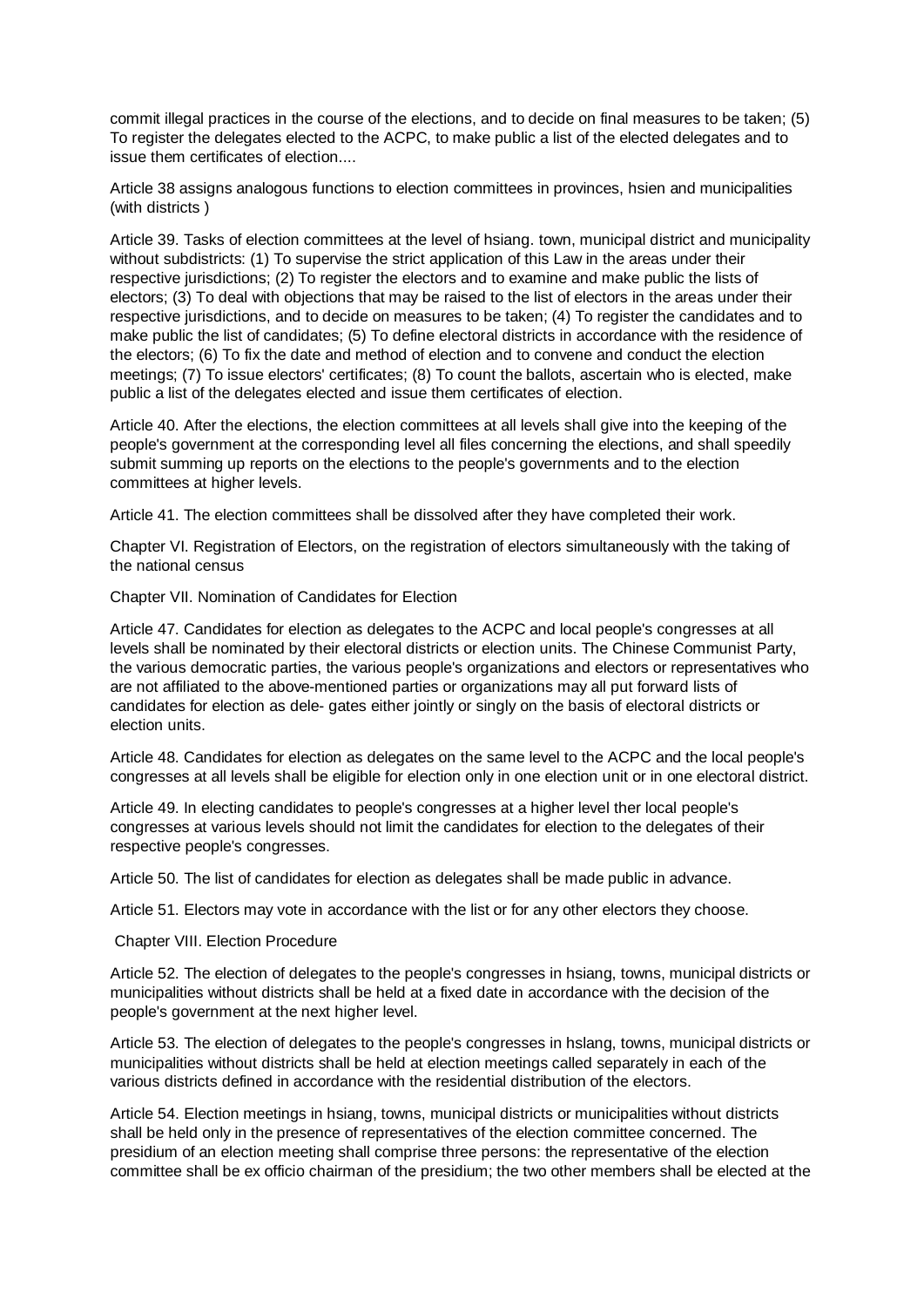commit illegal practices in the course of the elections, and to decide on final measures to be taken; (5) To register the delegates elected to the ACPC, to make public a list of the elected delegates and to issue them certificates of election....

Article 38 assigns analogous functions to election committees in provinces, hsien and municipalities (with districts )

Article 39. Tasks of election committees at the level of hsiang. town, municipal district and municipality without subdistricts: (1) To supervise the strict application of this Law in the areas under their respective jurisdictions; (2) To register the electors and to examine and make public the lists of electors; (3) To deal with objections that may be raised to the list of electors in the areas under their respective jurisdictions, and to decide on measures to be taken; (4) To register the candidates and to make public the list of candidates; (5) To define electoral districts in accordance with the residence of the electors; (6) To fix the date and method of election and to convene and conduct the election meetings; (7) To issue electors' certificates; (8) To count the ballots, ascertain who is elected, make public a list of the delegates elected and issue them certificates of election.

Article 40. After the elections, the election committees at all levels shall give into the keeping of the people's government at the corresponding level all files concerning the elections, and shall speedily submit summing up reports on the elections to the people's governments and to the election committees at higher levels.

Article 41. The election committees shall be dissolved after they have completed their work.

Chapter VI. Registration of Electors, on the registration of electors simultaneously with the taking of the national census

Chapter VII. Nomination of Candidates for Election

Article 47. Candidates for election as delegates to the ACPC and local people's congresses at all levels shall be nominated by their electoral districts or election units. The Chinese Communist Party, the various democratic parties, the various people's organizations and electors or representatives who are not affiliated to the above-mentioned parties or organizations may all put forward lists of candidates for election as dele- gates either jointly or singly on the basis of electoral districts or election units.

Article 48. Candidates for election as delegates on the same level to the ACPC and the local people's congresses at all levels shall be eligible for election only in one election unit or in one electoral district.

Article 49. In electing candidates to people's congresses at a higher level ther local people's congresses at various levels should not limit the candidates for election to the delegates of their respective people's congresses.

Article 50. The list of candidates for election as delegates shall be made public in advance.

Article 51. Electors may vote in accordance with the list or for any other electors they choose.

Chapter VIII. Election Procedure

Article 52. The election of delegates to the people's congresses in hsiang, towns, municipal districts or municipalities without districts shall be held at a fixed date in accordance with the decision of the people's government at the next higher level.

Article 53. The election of delegates to the people's congresses in hslang, towns, municipal districts or municipalities without districts shall be held at election meetings called separately in each of the various districts defined in accordance with the residential distribution of the electors.

Article 54. Election meetings in hsiang, towns, municipal districts or municipalities without districts shall be held only in the presence of representatives of the election committee concerned. The presidium of an election meeting shall comprise three persons: the representative of the election committee shall be ex officio chairman of the presidium; the two other members shall be elected at the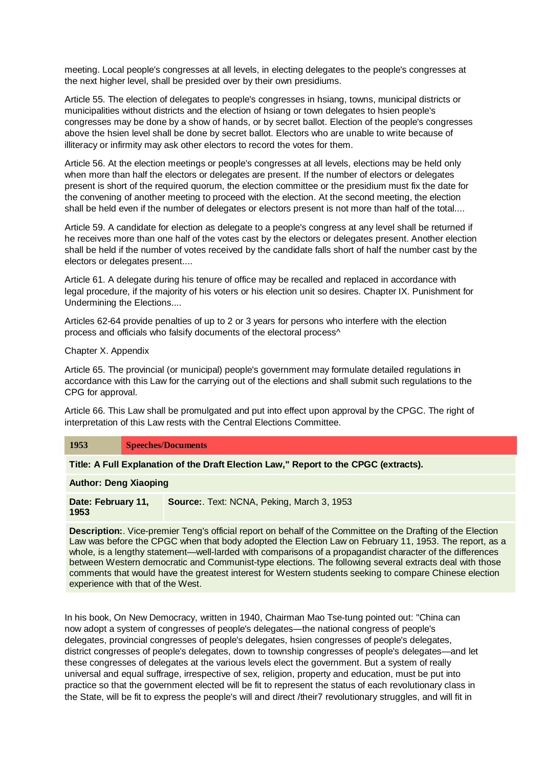meeting. Local people's congresses at all levels, in electing delegates to the people's congresses at the next higher level, shall be presided over by their own presidiums.

Article 55. The election of delegates to people's congresses in hsiang, towns, municipal districts or municipalities without districts and the election of hsiang or town delegates to hsien people's congresses may be done by a show of hands, or by secret ballot. Election of the people's congresses above the hsien level shall be done by secret ballot. Electors who are unable to write because of illiteracy or infirmity may ask other electors to record the votes for them.

Article 56. At the election meetings or people's congresses at all levels, elections may be held only when more than half the electors or delegates are present. If the number of electors or delegates present is short of the required quorum, the election committee or the presidium must fix the date for the convening of another meeting to proceed with the election. At the second meeting, the election shall be held even if the number of delegates or electors present is not more than half of the total....

Article 59. A candidate for election as delegate to a people's congress at any level shall be returned if he receives more than one half of the votes cast by the electors or delegates present. Another election shall be held if the number of votes received by the candidate falls short of half the number cast by the electors or delegates present....

Article 61. A delegate during his tenure of office may be recalled and replaced in accordance with legal procedure, if the majority of his voters or his election unit so desires. Chapter IX. Punishment for Undermining the Elections....

Articles 62-64 provide penalties of up to 2 or 3 years for persons who interfere with the election process and officials who falsify documents of the electoral process^

Chapter X. Appendix

Article 65. The provincial (or municipal) people's government may formulate detailed regulations in accordance with this Law for the carrying out of the elections and shall submit such regulations to the CPG for approval.

Article 66. This Law shall be promulgated and put into effect upon approval by the CPGC. The right of interpretation of this Law rests with the Central Elections Committee.

| 1953 | Speeches/Documents |
|---|---|
| **Title: A Full Explanation of the Draft Election Law," Report to the CPGC (extracts).** | |
| **Author: Deng Xiaoping** | |
| **Date: February 11, 1953** | **Source:**. Text: NCNA, Peking, March 3, 1953 |
| **Description:**. Vice-premier Teng's official report on behalf of the Committee on the Drafting of the Election Law was before the CPGC when that body adopted the Election Law on February 11, 1953. The report, as a whole, is a lengthy statement—well-larded with comparisons of a propagandist character of the differences between Western democratic and Communist-type elections. The following several extracts deal with those comments that would have the greatest interest for Western students seeking to compare Chinese election experience with that of the West. | |

In his book, On New Democracy, written in 1940, Chairman Mao Tse-tung pointed out: "China can now adopt a system of congresses of people's delegates—the national congress of people's delegates, provincial congresses of people's delegates, hsien congresses of people's delegates, district congresses of people's delegates, down to township congresses of people's delegates—and let these congresses of delegates at the various levels elect the government. But a system of really universal and equal suffrage, irrespective of sex, religion, property and education, must be put into practice so that the government elected will be fit to represent the status of each revolutionary class in the State, will be fit to express the people's will and direct /their7 revolutionary struggles, and will fit in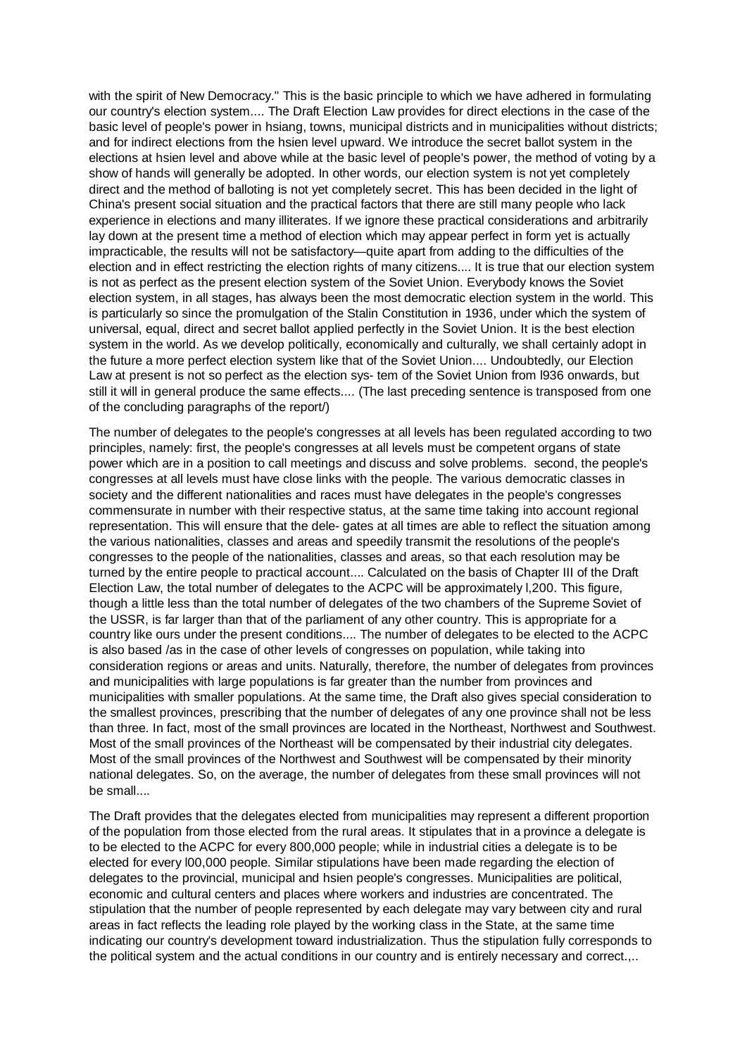with the spirit of New Democracy." This is the basic principle to which we have adhered in formulating our country's election system.... The Draft Election Law provides for direct elections in the case of the basic level of people's power in hsiang, towns, municipal districts and in municipalities without districts; and for indirect elections from the hsien level upward. We introduce the secret ballot system in the elections at hsien level and above while at the basic level of people's power, the method of voting by a show of hands will generally be adopted. In other words, our election system is not yet completely direct and the method of balloting is not yet completely secret. This has been decided in the light of China's present social situation and the practical factors that there are still many people who lack experience in elections and many illiterates. If we ignore these practical considerations and arbitrarily lay down at the present time a method of election which may appear perfect in form yet is actually impracticable, the results will not be satisfactory—quite apart from adding to the difficulties of the election and in effect restricting the election rights of many citizens.... It is true that our election system is not as perfect as the present election system of the Soviet Union. Everybody knows the Soviet election system, in all stages, has always been the most democratic election system in the world. This is particularly so since the promulgation of the Stalin Constitution in 1936, under which the system of universal, equal, direct and secret ballot applied perfectly in the Soviet Union. It is the best election system in the world. As we develop politically, economically and culturally, we shall certainly adopt in the future a more perfect election system like that of the Soviet Union.... Undoubtedly, our Election Law at present is not so perfect as the election sys- tem of the Soviet Union from l936 onwards, but still it will in general produce the same effects.... (The last preceding sentence is transposed from one of the concluding paragraphs of the report/)

The number of delegates to the people's congresses at all levels has been regulated according to two principles, namely: first, the people's congresses at all levels must be competent organs of state power which are in a position to call meetings and discuss and solve problems. second, the people's congresses at all levels must have close links with the people. The various democratic classes in society and the different nationalities and races must have delegates in the people's congresses commensurate in number with their respective status, at the same time taking into account regional representation. This will ensure that the dele- gates at all times are able to reflect the situation among the various nationalities, classes and areas and speedily transmit the resolutions of the people's congresses to the people of the nationalities, classes and areas, so that each resolution may be turned by the entire people to practical account.... Calculated on the basis of Chapter III of the Draft Election Law, the total number of delegates to the ACPC will be approximately l,200. This figure, though a little less than the total number of delegates of the two chambers of the Supreme Soviet of the USSR, is far larger than that of the parliament of any other country. This is appropriate for a country like ours under the present conditions.... The number of delegates to be elected to the ACPC is also based /as in the case of other levels of congresses on population, while taking into consideration regions or areas and units. Naturally, therefore, the number of delegates from provinces and municipalities with large populations is far greater than the number from provinces and municipalities with smaller populations. At the same time, the Draft also gives special consideration to the smallest provinces, prescribing that the number of delegates of any one province shall not be less than three. In fact, most of the small provinces are located in the Northeast, Northwest and Southwest. Most of the small provinces of the Northeast will be compensated by their industrial city delegates. Most of the small provinces of the Northwest and Southwest will be compensated by their minority national delegates. So, on the average, the number of delegates from these small provinces will not be small....

The Draft provides that the delegates elected from municipalities may represent a different proportion of the population from those elected from the rural areas. It stipulates that in a province a delegate is to be elected to the ACPC for every 800,000 people; while in industrial cities a delegate is to be elected for every l00,000 people. Similar stipulations have been made regarding the election of delegates to the provincial, municipal and hsien people's congresses. Municipalities are political, economic and cultural centers and places where workers and industries are concentrated. The stipulation that the number of people represented by each delegate may vary between city and rural areas in fact reflects the leading role played by the working class in the State, at the same time indicating our country's development toward industrialization. Thus the stipulation fully corresponds to the political system and the actual conditions in our country and is entirely necessary and correct.,..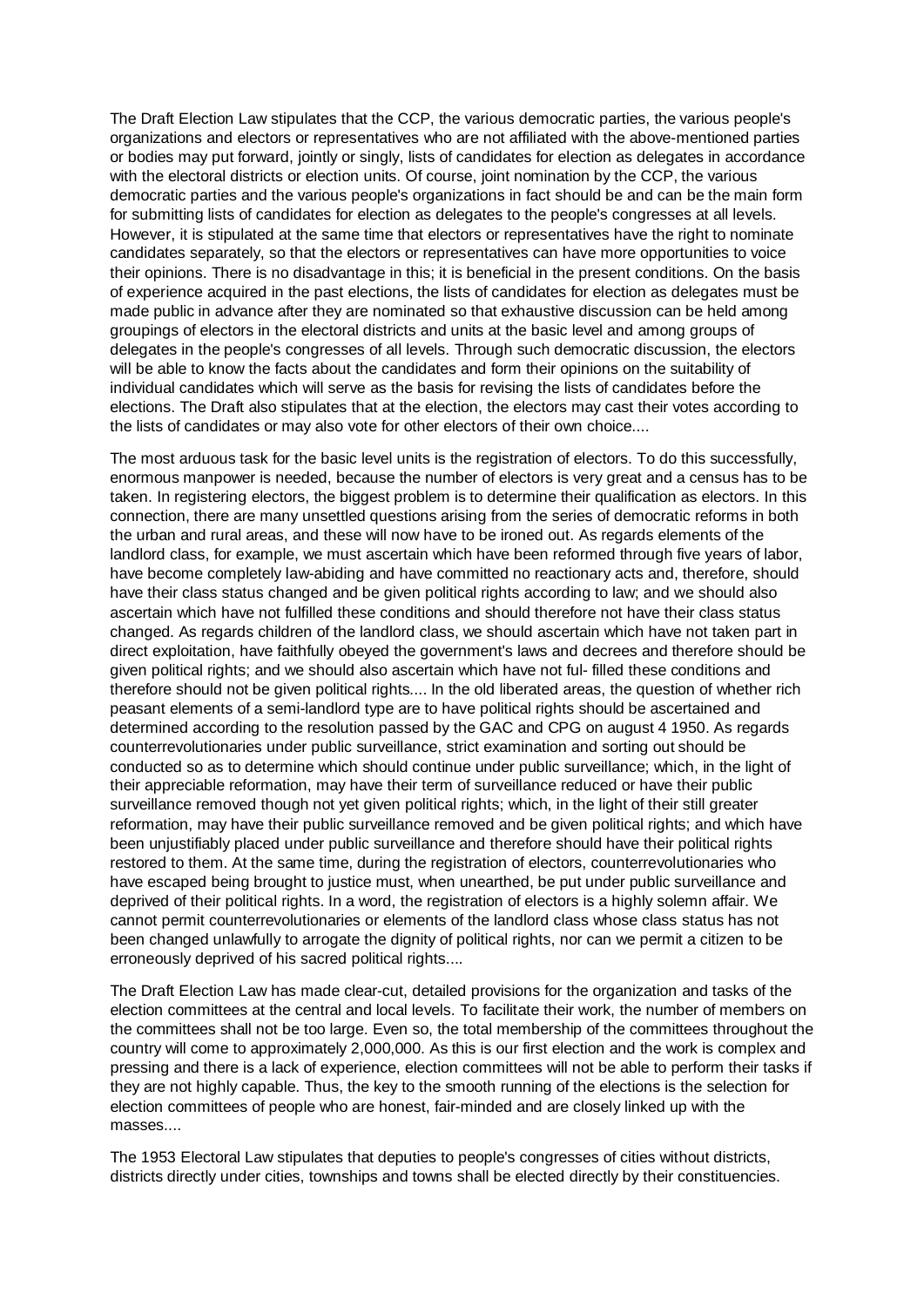The Draft Election Law stipulates that the CCP, the various democratic parties, the various people's organizations and electors or representatives who are not affiliated with the above-mentioned parties or bodies may put forward, jointly or singly, lists of candidates for election as delegates in accordance with the electoral districts or election units. Of course, joint nomination by the CCP, the various democratic parties and the various people's organizations in fact should be and can be the main form for submitting lists of candidates for election as delegates to the people's congresses at all levels. However, it is stipulated at the same time that electors or representatives have the right to nominate candidates separately, so that the electors or representatives can have more opportunities to voice their opinions. There is no disadvantage in this; it is beneficial in the present conditions. On the basis of experience acquired in the past elections, the lists of candidates for election as delegates must be made public in advance after they are nominated so that exhaustive discussion can be held among groupings of electors in the electoral districts and units at the basic level and among groups of delegates in the people's congresses of all levels. Through such democratic discussion, the electors will be able to know the facts about the candidates and form their opinions on the suitability of individual candidates which will serve as the basis for revising the lists of candidates before the elections. The Draft also stipulates that at the election, the electors may cast their votes according to the lists of candidates or may also vote for other electors of their own choice....

The most arduous task for the basic level units is the registration of electors. To do this successfully, enormous manpower is needed, because the number of electors is very great and a census has to be taken. In registering electors, the biggest problem is to determine their qualification as electors. In this connection, there are many unsettled questions arising from the series of democratic reforms in both the urban and rural areas, and these will now have to be ironed out. As regards elements of the landlord class, for example, we must ascertain which have been reformed through five years of labor, have become completely law-abiding and have committed no reactionary acts and, therefore, should have their class status changed and be given political rights according to law; and we should also ascertain which have not fulfilled these conditions and should therefore not have their class status changed. As regards children of the landlord class, we should ascertain which have not taken part in direct exploitation, have faithfully obeyed the government's laws and decrees and therefore should be given political rights; and we should also ascertain which have not ful- filled these conditions and therefore should not be given political rights.... In the old liberated areas, the question of whether rich peasant elements of a semi-landlord type are to have political rights should be ascertained and determined according to the resolution passed by the GAC and CPG on august 4 1950. As regards counterrevolutionaries under public surveillance, strict examination and sorting out should be conducted so as to determine which should continue under public surveillance; which, in the light of their appreciable reformation, may have their term of surveillance reduced or have their public surveillance removed though not yet given political rights; which, in the light of their still greater reformation, may have their public surveillance removed and be given political rights; and which have been unjustifiably placed under public surveillance and therefore should have their political rights restored to them. At the same time, during the registration of electors, counterrevolutionaries who have escaped being brought to justice must, when unearthed, be put under public surveillance and deprived of their political rights. In a word, the registration of electors is a highly solemn affair. We cannot permit counterrevolutionaries or elements of the landlord class whose class status has not been changed unlawfully to arrogate the dignity of political rights, nor can we permit a citizen to be erroneously deprived of his sacred political rights....

The Draft Election Law has made clear-cut, detailed provisions for the organization and tasks of the election committees at the central and local levels. To facilitate their work, the number of members on the committees shall not be too large. Even so, the total membership of the committees throughout the country will come to approximately 2,000,000. As this is our first election and the work is complex and pressing and there is a lack of experience, election committees will not be able to perform their tasks if they are not highly capable. Thus, the key to the smooth running of the elections is the selection for election committees of people who are honest, fair-minded and are closely linked up with the masses....

The 1953 Electoral Law stipulates that deputies to people's congresses of cities without districts, districts directly under cities, townships and towns shall be elected directly by their constituencies.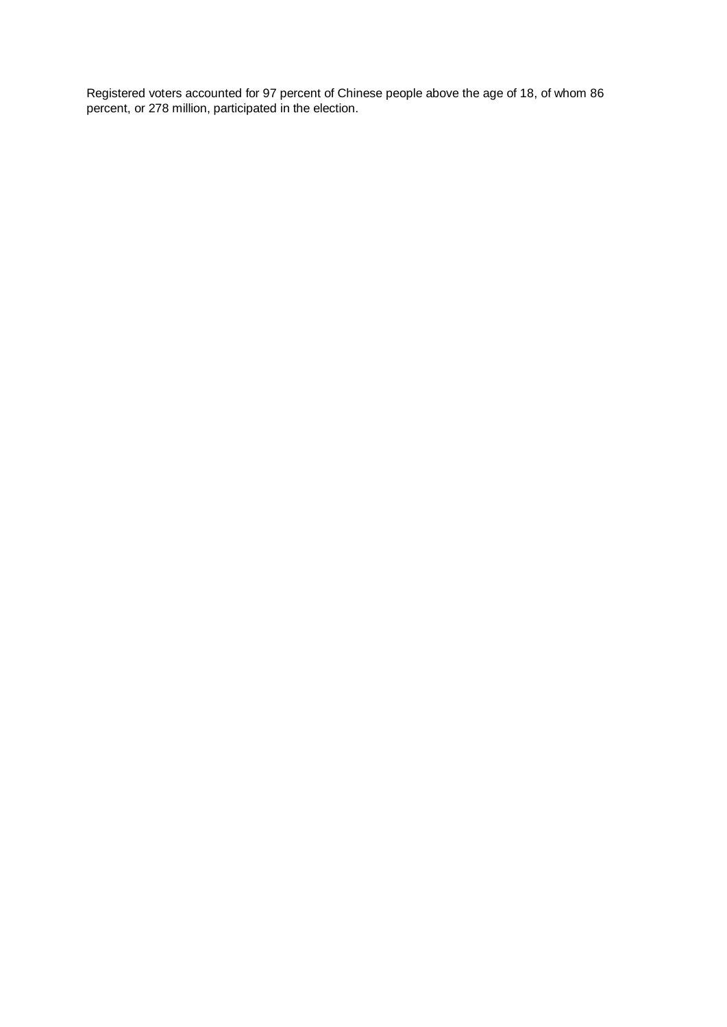Registered voters accounted for 97 percent of Chinese people above the age of 18, of whom 86 percent, or 278 million, participated in the election.